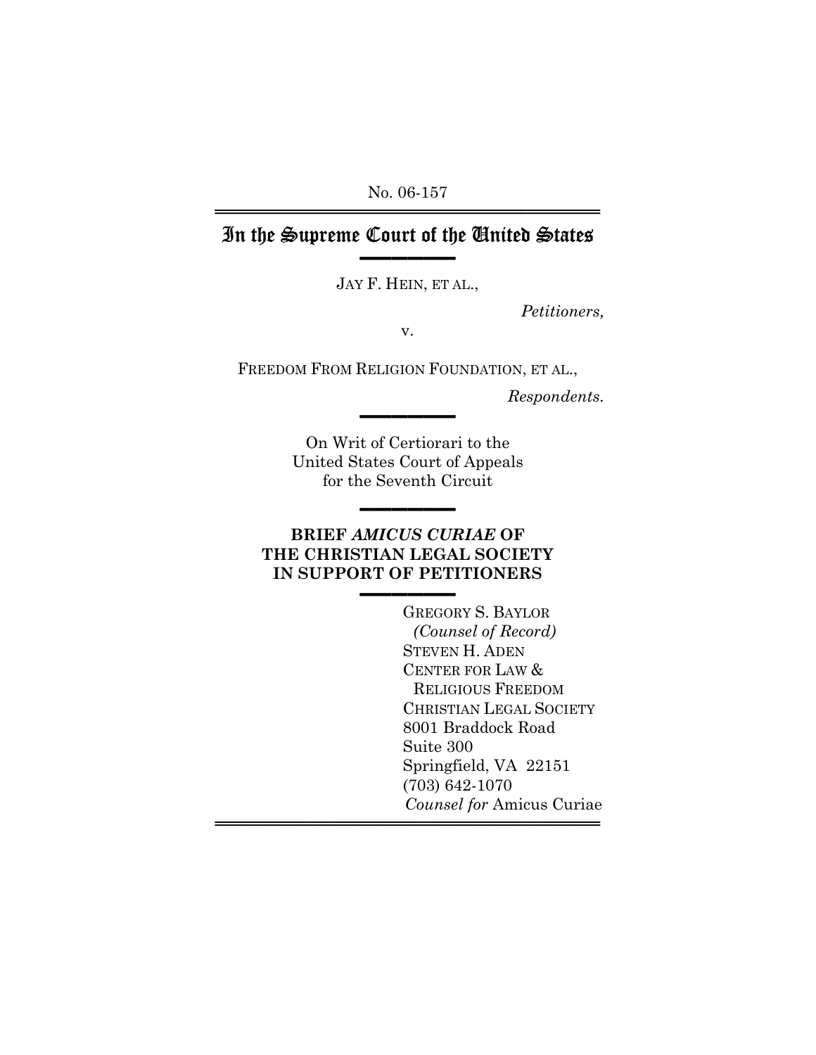No. 06-157

# In the Supreme Court of the United States

JAY F. HEIN, ET AL.,

*Petitioners,*

v.

FREEDOM FROM RELIGION FOUNDATION, ET AL.,

*Respondents.*

On Writ of Certiorari to the
United States Court of Appeals
for the Seventh Circuit

## BRIEF *AMICUS CURIAE* OF THE CHRISTIAN LEGAL SOCIETY IN SUPPORT OF PETITIONERS

GREGORY S. BAYLOR
*(Counsel of Record)*
STEVEN H. ADEN
CENTER FOR LAW &
RELIGIOUS FREEDOM
CHRISTIAN LEGAL SOCIETY
8001 Braddock Road
Suite 300
Springfield, VA 22151
(703) 642-1070
*Counsel for* Amicus Curiae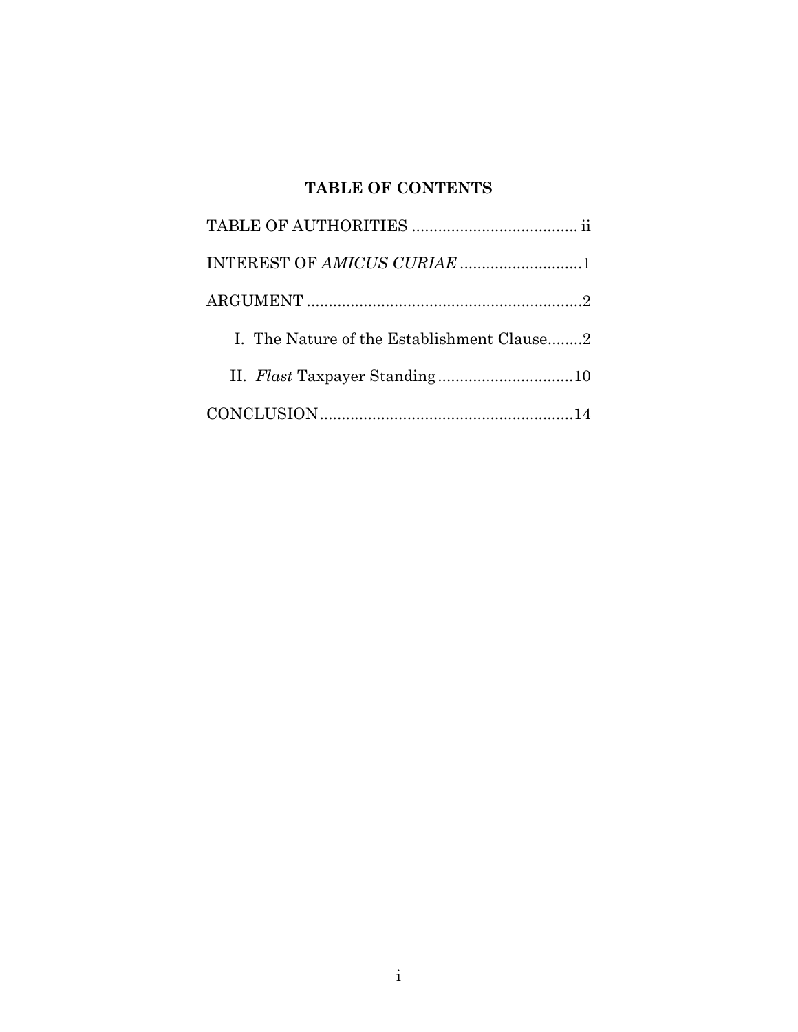## TABLE OF CONTENTS

TABLE OF AUTHORITIES ...................................... ii

INTEREST OF *AMICUS CURIAE* ............................1

ARGUMENT ...............................................................2

I. The Nature of the Establishment Clause........2

II. *Flast* Taxpayer Standing...............................10

CONCLUSION..........................................................14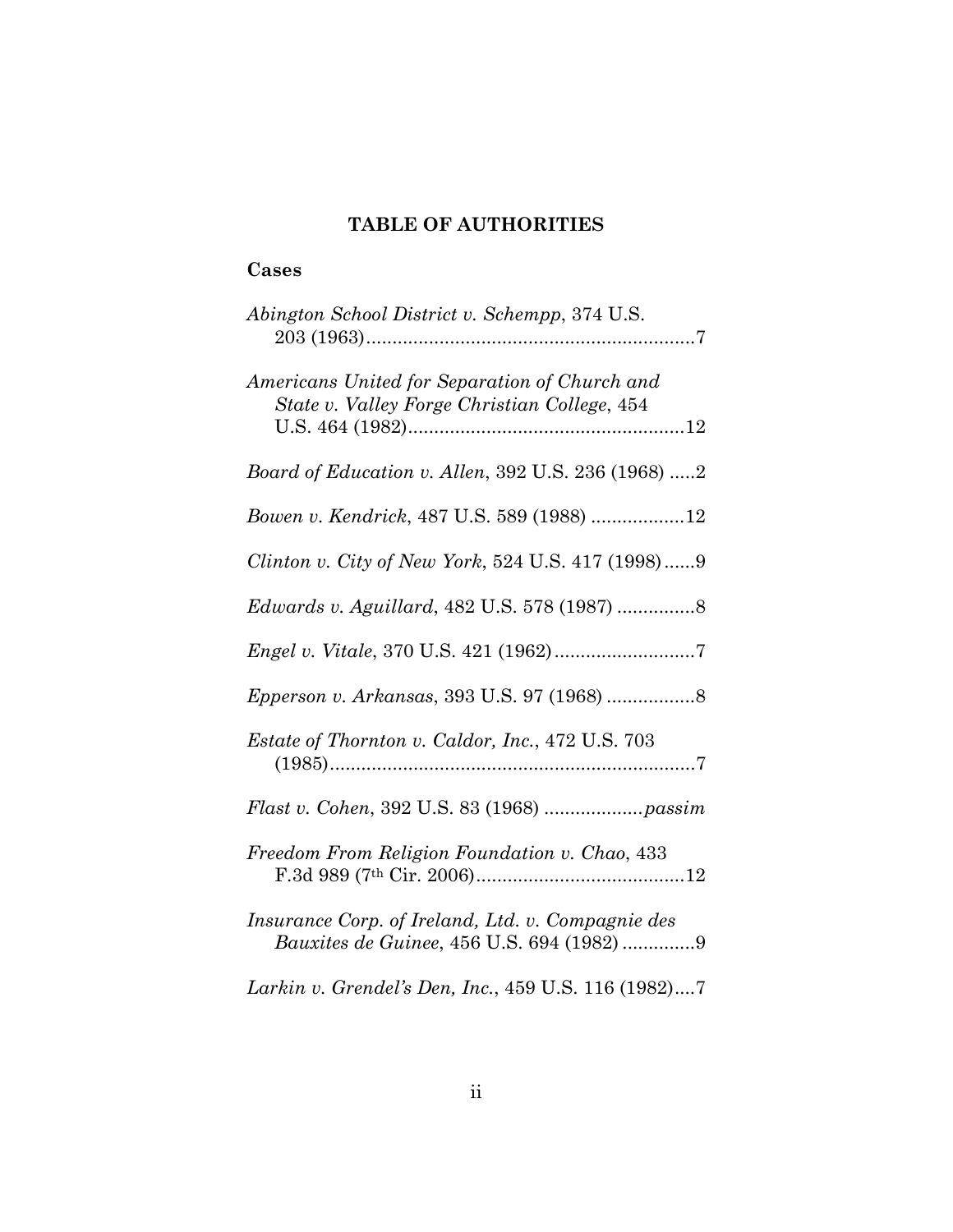## TABLE OF AUTHORITIES

### Cases

*Abington School District v. Schempp*, 374 U.S. 203 (1963)................................................................7

*Americans United for Separation of Church and State v. Valley Forge Christian College*, 454 U.S. 464 (1982).......................................................12

*Board of Education v. Allen*, 392 U.S. 236 (1968) .....2

*Bowen v. Kendrick*, 487 U.S. 589 (1988) ..................12

*Clinton v. City of New York*, 524 U.S. 417 (1998)......9

*Edwards v. Aguillard*, 482 U.S. 578 (1987) ...............8

*Engel v. Vitale*, 370 U.S. 421 (1962)...........................7

*Epperson v. Arkansas*, 393 U.S. 97 (1968) .................8

*Estate of Thornton v. Caldor, Inc.*, 472 U.S. 703 (1985).......................................................................7

*Flast v. Cohen*, 392 U.S. 83 (1968) ...................*passim*

*Freedom From Religion Foundation v. Chao*, 433 F.3d 989 (7th Cir. 2006)........................................12

*Insurance Corp. of Ireland, Ltd. v. Compagnie des Bauxites de Guinee*, 456 U.S. 694 (1982) .............9

*Larkin v. Grendel's Den, Inc.*, 459 U.S. 116 (1982)....7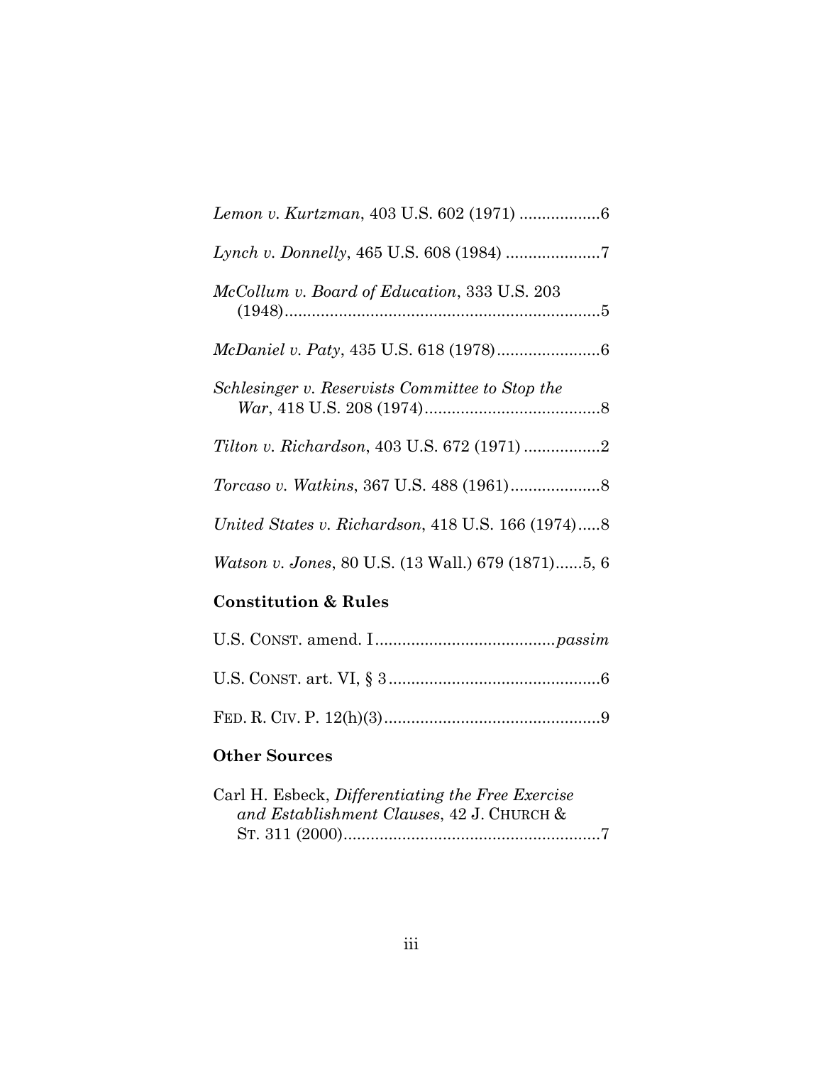*Lemon v. Kurtzman*, 403 U.S. 602 (1971) ..................6

*Lynch v. Donnelly*, 465 U.S. 608 (1984) .....................7

*McCollum v. Board of Education*, 333 U.S. 203 (1948).......................................................................5

*McDaniel v. Paty*, 435 U.S. 618 (1978).......................6

*Schlesinger v. Reservists Committee to Stop the War*, 418 U.S. 208 (1974).......................................8

*Tilton v. Richardson*, 403 U.S. 672 (1971) .................2

*Torcaso v. Watkins*, 367 U.S. 488 (1961)....................8

*United States v. Richardson*, 418 U.S. 166 (1974).....8

*Watson v. Jones*, 80 U.S. (13 Wall.) 679 (1871)......5, 6

**Constitution & Rules**

U.S. CONST. amend. I.......................................*passim*

U.S. CONST. art. VI, § 3...............................................6

FED. R. CIV. P. 12(h)(3)................................................9

**Other Sources**

Carl H. Esbeck, *Differentiating the Free Exercise and Establishment Clauses*, 42 J. CHURCH & ST. 311 (2000).........................................................7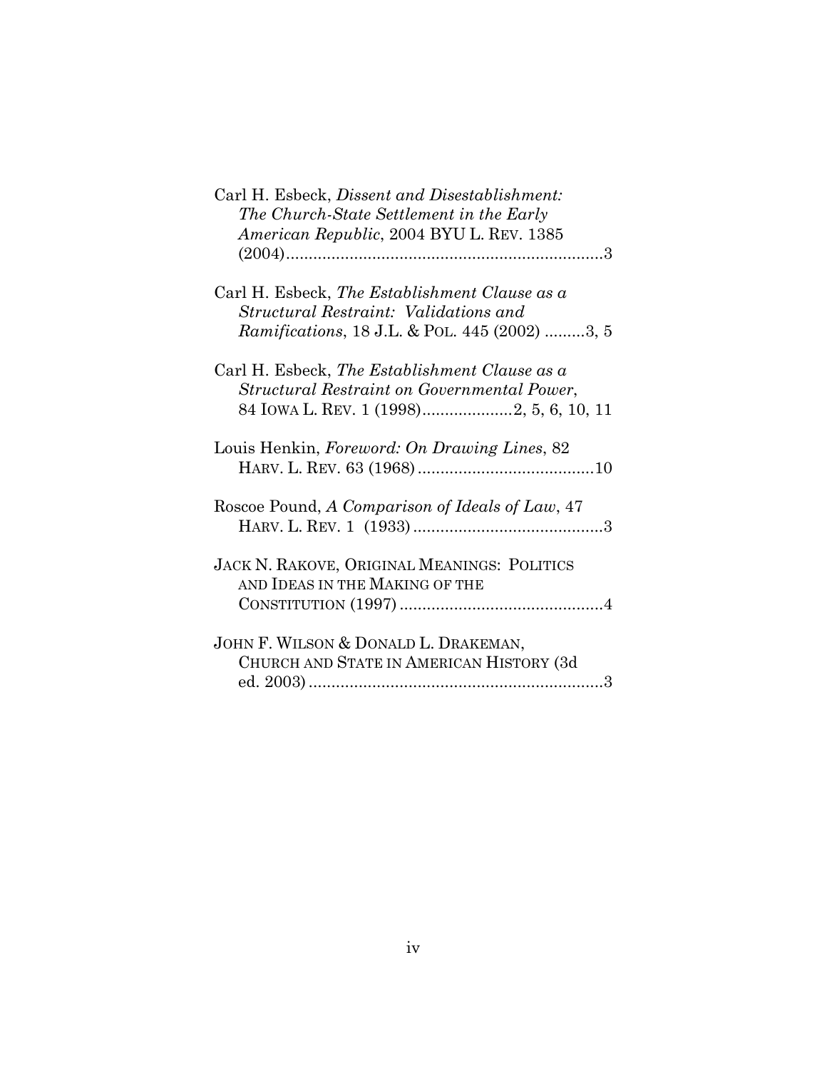Carl H. Esbeck, *Dissent and Disestablishment: The Church-State Settlement in the Early American Republic*, 2004 BYU L. REV. 1385 (2004).......................................................................3

Carl H. Esbeck, *The Establishment Clause as a Structural Restraint: Validations and Ramifications*, 18 J.L. & POL. 445 (2002) .........3, 5

Carl H. Esbeck, *The Establishment Clause as a Structural Restraint on Governmental Power*, 84 IOWA L. REV. 1 (1998)....................2, 5, 6, 10, 11

Louis Henkin, *Foreword: On Drawing Lines*, 82 HARV. L. REV. 63 (1968).......................................10

Roscoe Pound, *A Comparison of Ideals of Law*, 47 HARV. L. REV. 1 (1933)..........................................3

JACK N. RAKOVE, ORIGINAL MEANINGS: POLITICS AND IDEAS IN THE MAKING OF THE CONSTITUTION (1997).............................................4

JOHN F. WILSON & DONALD L. DRAKEMAN, CHURCH AND STATE IN AMERICAN HISTORY (3d ed. 2003).................................................................3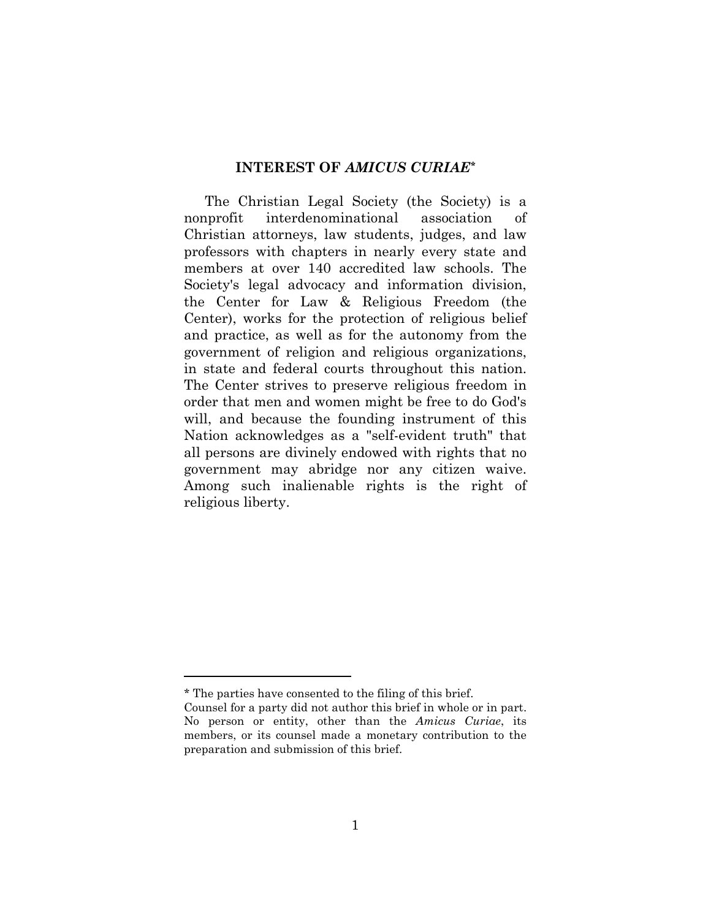## INTEREST OF *AMICUS CURIAE**

The Christian Legal Society (the Society) is a nonprofit interdenominational association of Christian attorneys, law students, judges, and law professors with chapters in nearly every state and members at over 140 accredited law schools. The Society's legal advocacy and information division, the Center for Law & Religious Freedom (the Center), works for the protection of religious belief and practice, as well as for the autonomy from the government of religion and religious organizations, in state and federal courts throughout this nation. The Center strives to preserve religious freedom in order that men and women might be free to do God's will, and because the founding instrument of this Nation acknowledges as a "self-evident truth" that all persons are divinely endowed with rights that no government may abridge nor any citizen waive. Among such inalienable rights is the right of religious liberty.

---

* The parties have consented to the filing of this brief.
Counsel for a party did not author this brief in whole or in part. No person or entity, other than the *Amicus Curiae*, its members, or its counsel made a monetary contribution to the preparation and submission of this brief.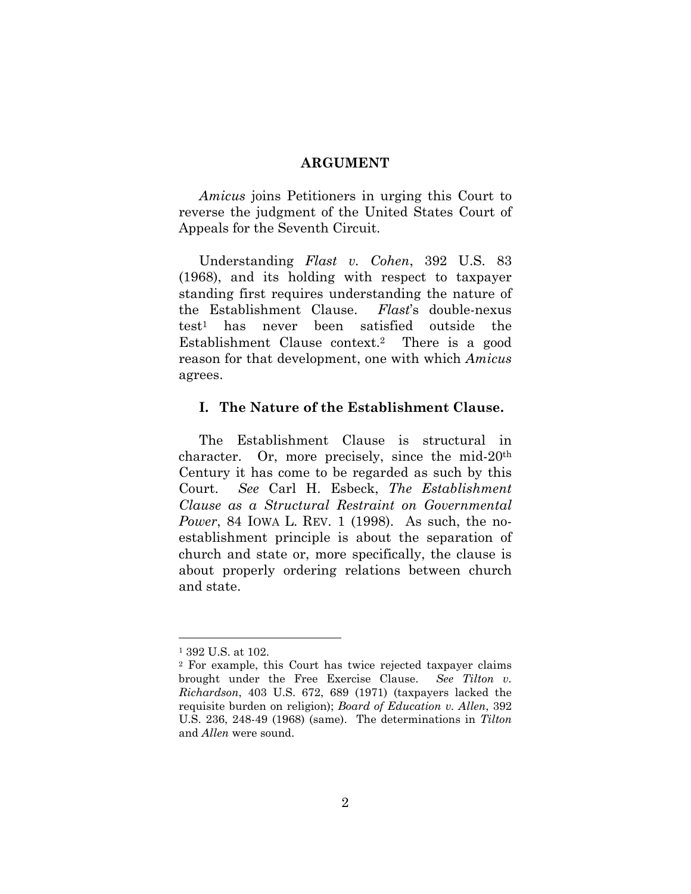## ARGUMENT

*Amicus* joins Petitioners in urging this Court to reverse the judgment of the United States Court of Appeals for the Seventh Circuit.

Understanding *Flast v. Cohen*, 392 U.S. 83 (1968), and its holding with respect to taxpayer standing first requires understanding the nature of the Establishment Clause. *Flast*'s double-nexus test[1] has never been satisfied outside the Establishment Clause context.[2] There is a good reason for that development, one with which *Amicus* agrees.

### I. The Nature of the Establishment Clause.

The Establishment Clause is structural in character. Or, more precisely, since the mid-20th Century it has come to be regarded as such by this Court. *See* Carl H. Esbeck, *The Establishment Clause as a Structural Restraint on Governmental Power*, 84 IOWA L. REV. 1 (1998). As such, the no-establishment principle is about the separation of church and state or, more specifically, the clause is about properly ordering relations between church and state.

---

[1] 392 U.S. at 102.

[2] For example, this Court has twice rejected taxpayer claims brought under the Free Exercise Clause. *See Tilton v. Richardson*, 403 U.S. 672, 689 (1971) (taxpayers lacked the requisite burden on religion); *Board of Education v. Allen*, 392 U.S. 236, 248-49 (1968) (same). The determinations in *Tilton* and *Allen* were sound.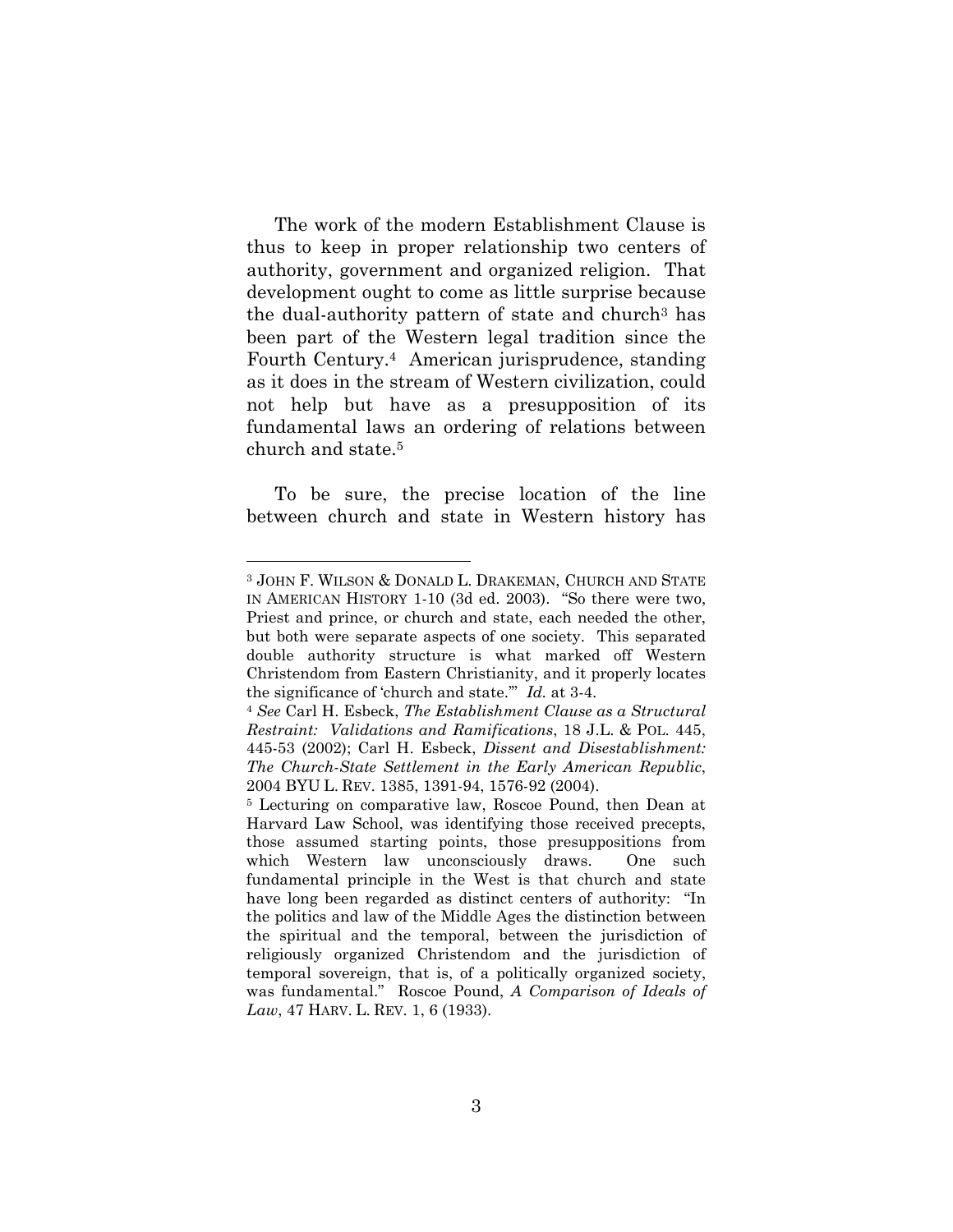The work of the modern Establishment Clause is thus to keep in proper relationship two centers of authority, government and organized religion. That development ought to come as little surprise because the dual-authority pattern of state and church[3] has been part of the Western legal tradition since the Fourth Century.[4] American jurisprudence, standing as it does in the stream of Western civilization, could not help but have as a presupposition of its fundamental laws an ordering of relations between church and state.[5]

To be sure, the precise location of the line between church and state in Western history has

---

[3] JOHN F. WILSON & DONALD L. DRAKEMAN, CHURCH AND STATE IN AMERICAN HISTORY 1-10 (3d ed. 2003). "So there were two, Priest and prince, or church and state, each needed the other, but both were separate aspects of one society. This separated double authority structure is what marked off Western Christendom from Eastern Christianity, and it properly locates the significance of 'church and state.'" *Id.* at 3-4.

[4] *See* Carl H. Esbeck, *The Establishment Clause as a Structural Restraint: Validations and Ramifications*, 18 J.L. & POL. 445, 445-53 (2002); Carl H. Esbeck, *Dissent and Disestablishment: The Church-State Settlement in the Early American Republic*, 2004 BYU L. REV. 1385, 1391-94, 1576-92 (2004).

[5] Lecturing on comparative law, Roscoe Pound, then Dean at Harvard Law School, was identifying those received precepts, those assumed starting points, those presuppositions from which Western law unconsciously draws. One such fundamental principle in the West is that church and state have long been regarded as distinct centers of authority: "In the politics and law of the Middle Ages the distinction between the spiritual and the temporal, between the jurisdiction of religiously organized Christendom and the jurisdiction of temporal sovereign, that is, of a politically organized society, was fundamental." Roscoe Pound, *A Comparison of Ideals of Law*, 47 HARV. L. REV. 1, 6 (1933).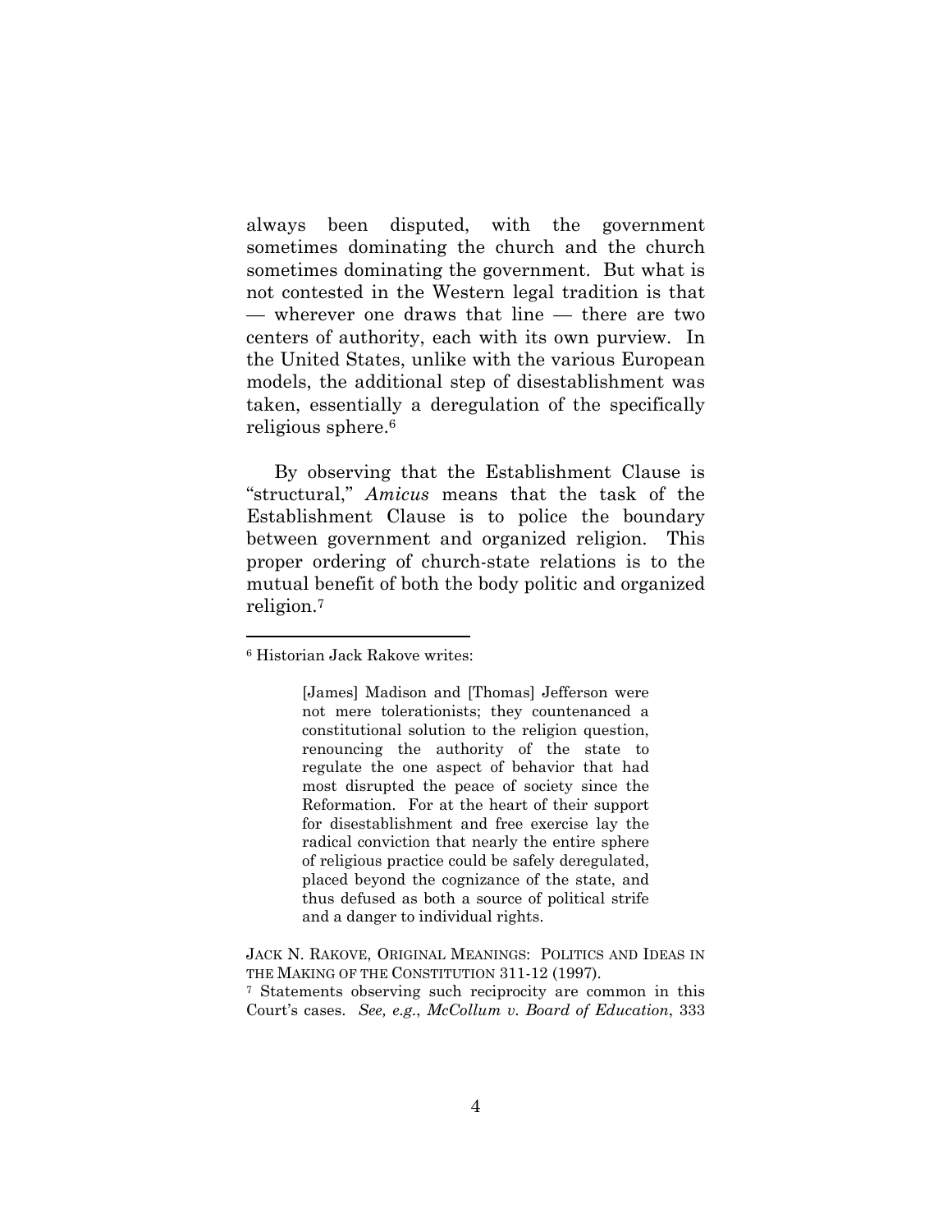always been disputed, with the government sometimes dominating the church and the church sometimes dominating the government. But what is not contested in the Western legal tradition is that — wherever one draws that line — there are two centers of authority, each with its own purview. In the United States, unlike with the various European models, the additional step of disestablishment was taken, essentially a deregulation of the specifically religious sphere.[6]

By observing that the Establishment Clause is "structural," *Amicus* means that the task of the Establishment Clause is to police the boundary between government and organized religion. This proper ordering of church-state relations is to the mutual benefit of both the body politic and organized religion.[7]

---

[6] Historian Jack Rakove writes:

> [James] Madison and [Thomas] Jefferson were not mere tolerationists; they countenanced a constitutional solution to the religion question, renouncing the authority of the state to regulate the one aspect of behavior that had most disrupted the peace of society since the Reformation. For at the heart of their support for disestablishment and free exercise lay the radical conviction that nearly the entire sphere of religious practice could be safely deregulated, placed beyond the cognizance of the state, and thus defused as both a source of political strife and a danger to individual rights.

JACK N. RAKOVE, ORIGINAL MEANINGS: POLITICS AND IDEAS IN THE MAKING OF THE CONSTITUTION 311-12 (1997).

[7] Statements observing such reciprocity are common in this Court's cases. *See, e.g.*, *McCollum v. Board of Education*, 333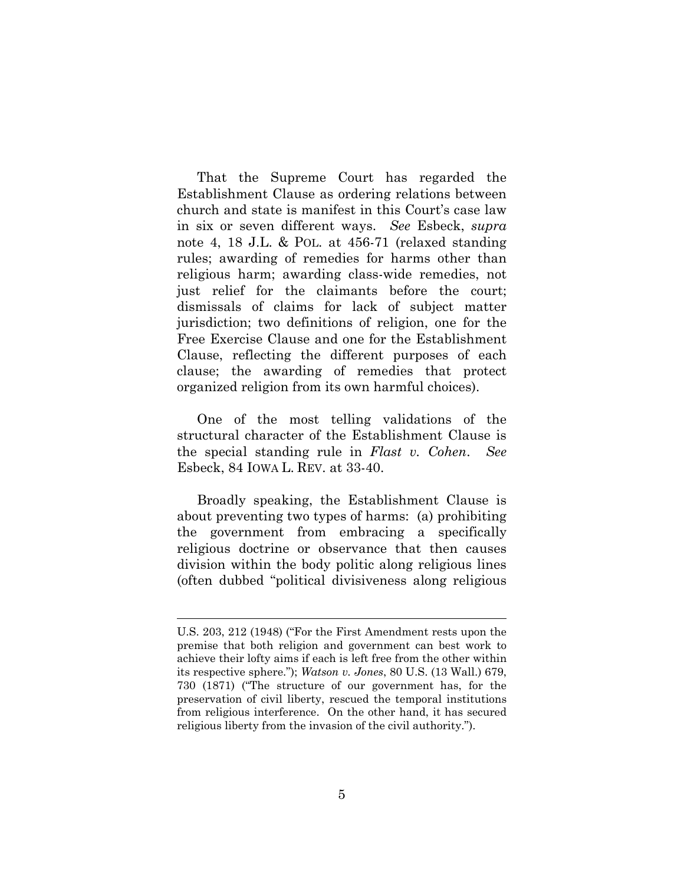That the Supreme Court has regarded the Establishment Clause as ordering relations between church and state is manifest in this Court's case law in six or seven different ways. *See* Esbeck, *supra* note 4, 18 J.L. & POL. at 456-71 (relaxed standing rules; awarding of remedies for harms other than religious harm; awarding class-wide remedies, not just relief for the claimants before the court; dismissals of claims for lack of subject matter jurisdiction; two definitions of religion, one for the Free Exercise Clause and one for the Establishment Clause, reflecting the different purposes of each clause; the awarding of remedies that protect organized religion from its own harmful choices).

One of the most telling validations of the structural character of the Establishment Clause is the special standing rule in *Flast v. Cohen*. *See* Esbeck, 84 IOWA L. REV. at 33-40.

Broadly speaking, the Establishment Clause is about preventing two types of harms: (a) prohibiting the government from embracing a specifically religious doctrine or observance that then causes division within the body politic along religious lines (often dubbed "political divisiveness along religious

---

U.S. 203, 212 (1948) ("For the First Amendment rests upon the premise that both religion and government can best work to achieve their lofty aims if each is left free from the other within its respective sphere."); *Watson v. Jones*, 80 U.S. (13 Wall.) 679, 730 (1871) ("The structure of our government has, for the preservation of civil liberty, rescued the temporal institutions from religious interference. On the other hand, it has secured religious liberty from the invasion of the civil authority.").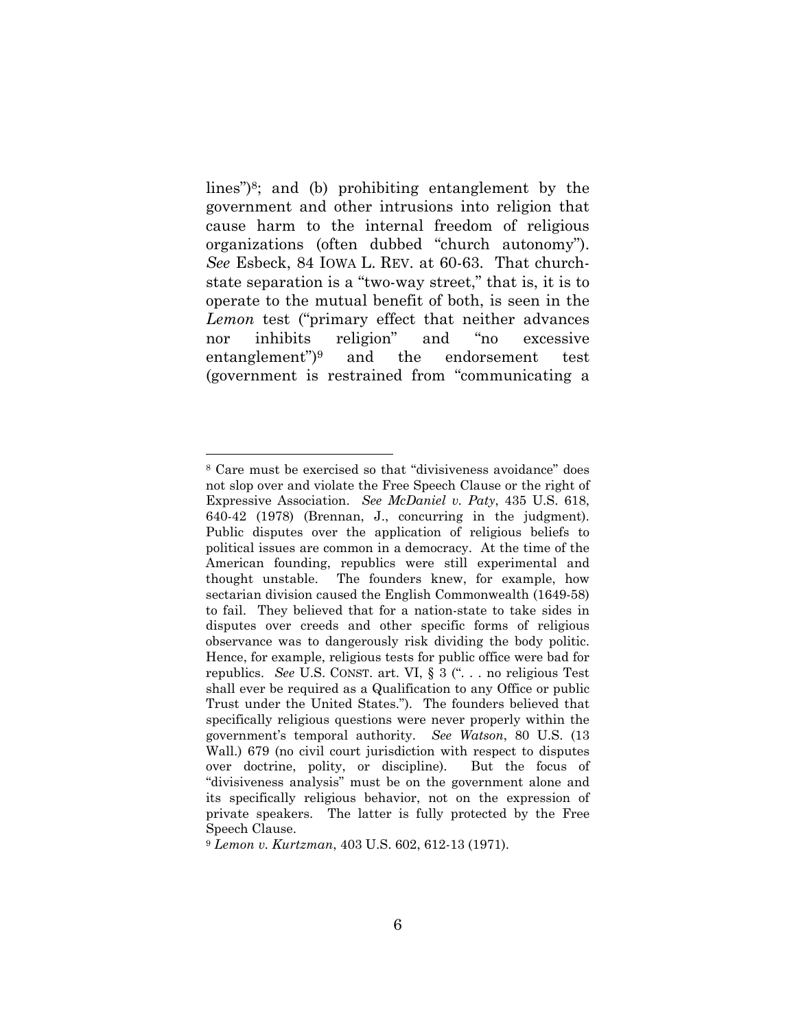lines")[8]; and (b) prohibiting entanglement by the government and other intrusions into religion that cause harm to the internal freedom of religious organizations (often dubbed "church autonomy"). *See* Esbeck, 84 IOWA L. REV. at 60-63. That church-state separation is a "two-way street," that is, it is to operate to the mutual benefit of both, is seen in the *Lemon* test ("primary effect that neither advances nor inhibits religion" and "no excessive entanglement")[9] and the endorsement test (government is restrained from "communicating a

---

[8] Care must be exercised so that "divisiveness avoidance" does not slop over and violate the Free Speech Clause or the right of Expressive Association. *See McDaniel v. Paty*, 435 U.S. 618, 640-42 (1978) (Brennan, J., concurring in the judgment). Public disputes over the application of religious beliefs to political issues are common in a democracy. At the time of the American founding, republics were still experimental and thought unstable. The founders knew, for example, how sectarian division caused the English Commonwealth (1649-58) to fail. They believed that for a nation-state to take sides in disputes over creeds and other specific forms of religious observance was to dangerously risk dividing the body politic. Hence, for example, religious tests for public office were bad for republics. *See* U.S. CONST. art. VI, § 3 (". . . no religious Test shall ever be required as a Qualification to any Office or public Trust under the United States."). The founders believed that specifically religious questions were never properly within the government's temporal authority. *See Watson*, 80 U.S. (13 Wall.) 679 (no civil court jurisdiction with respect to disputes over doctrine, polity, or discipline). But the focus of "divisiveness analysis" must be on the government alone and its specifically religious behavior, not on the expression of private speakers. The latter is fully protected by the Free Speech Clause.

[9] *Lemon v. Kurtzman*, 403 U.S. 602, 612-13 (1971).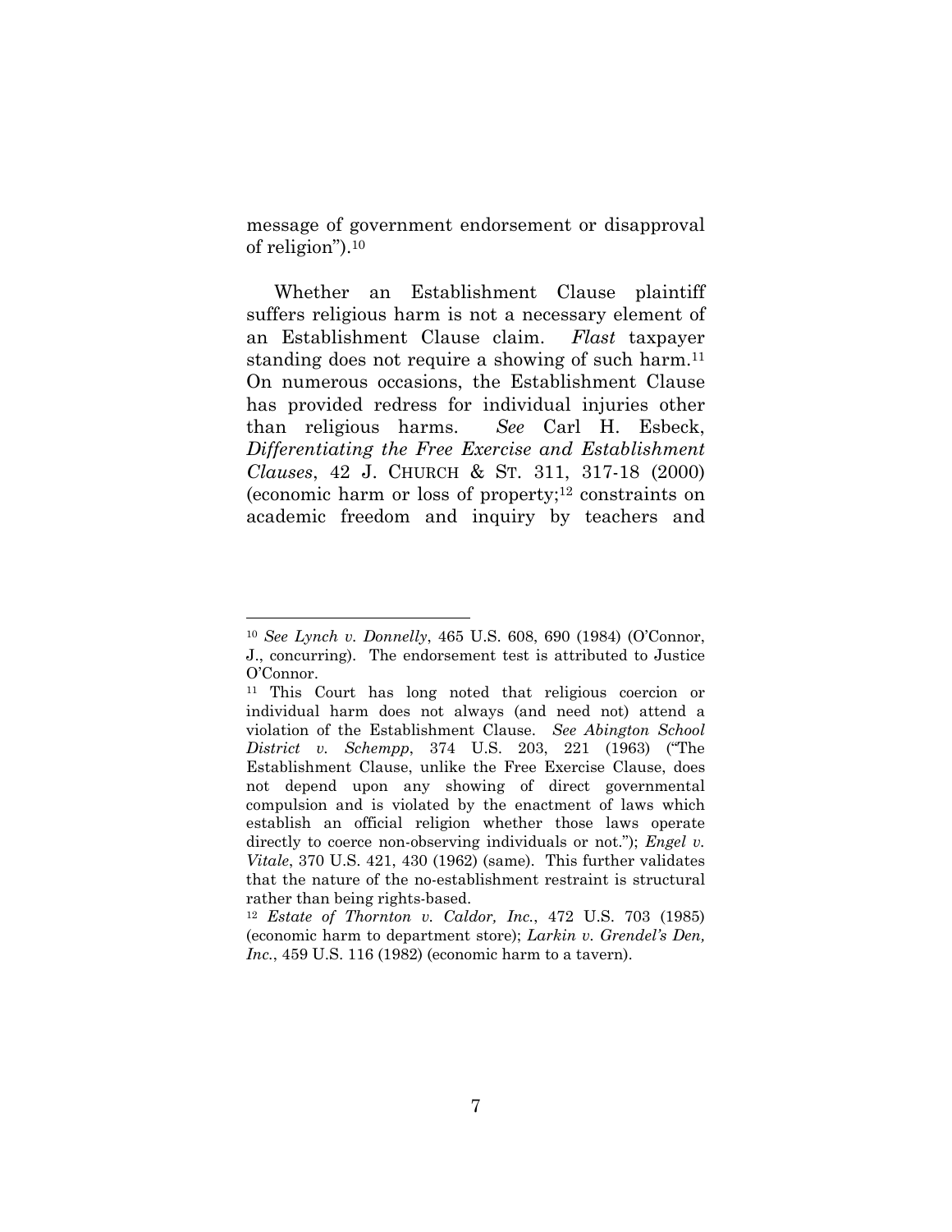message of government endorsement or disapproval of religion").[10]

Whether an Establishment Clause plaintiff suffers religious harm is not a necessary element of an Establishment Clause claim. *Flast* taxpayer standing does not require a showing of such harm.[11] On numerous occasions, the Establishment Clause has provided redress for individual injuries other than religious harms. *See* Carl H. Esbeck, *Differentiating the Free Exercise and Establishment Clauses*, 42 J. CHURCH & ST. 311, 317-18 (2000) (economic harm or loss of property;[12] constraints on academic freedom and inquiry by teachers and

---

[10] *See Lynch v. Donnelly*, 465 U.S. 608, 690 (1984) (O'Connor, J., concurring). The endorsement test is attributed to Justice O'Connor.

[11] This Court has long noted that religious coercion or individual harm does not always (and need not) attend a violation of the Establishment Clause. *See Abington School District v. Schempp*, 374 U.S. 203, 221 (1963) ("The Establishment Clause, unlike the Free Exercise Clause, does not depend upon any showing of direct governmental compulsion and is violated by the enactment of laws which establish an official religion whether those laws operate directly to coerce non-observing individuals or not."); *Engel v. Vitale*, 370 U.S. 421, 430 (1962) (same). This further validates that the nature of the no-establishment restraint is structural rather than being rights-based.

[12] *Estate of Thornton v. Caldor, Inc.*, 472 U.S. 703 (1985) (economic harm to department store); *Larkin v. Grendel's Den, Inc.*, 459 U.S. 116 (1982) (economic harm to a tavern).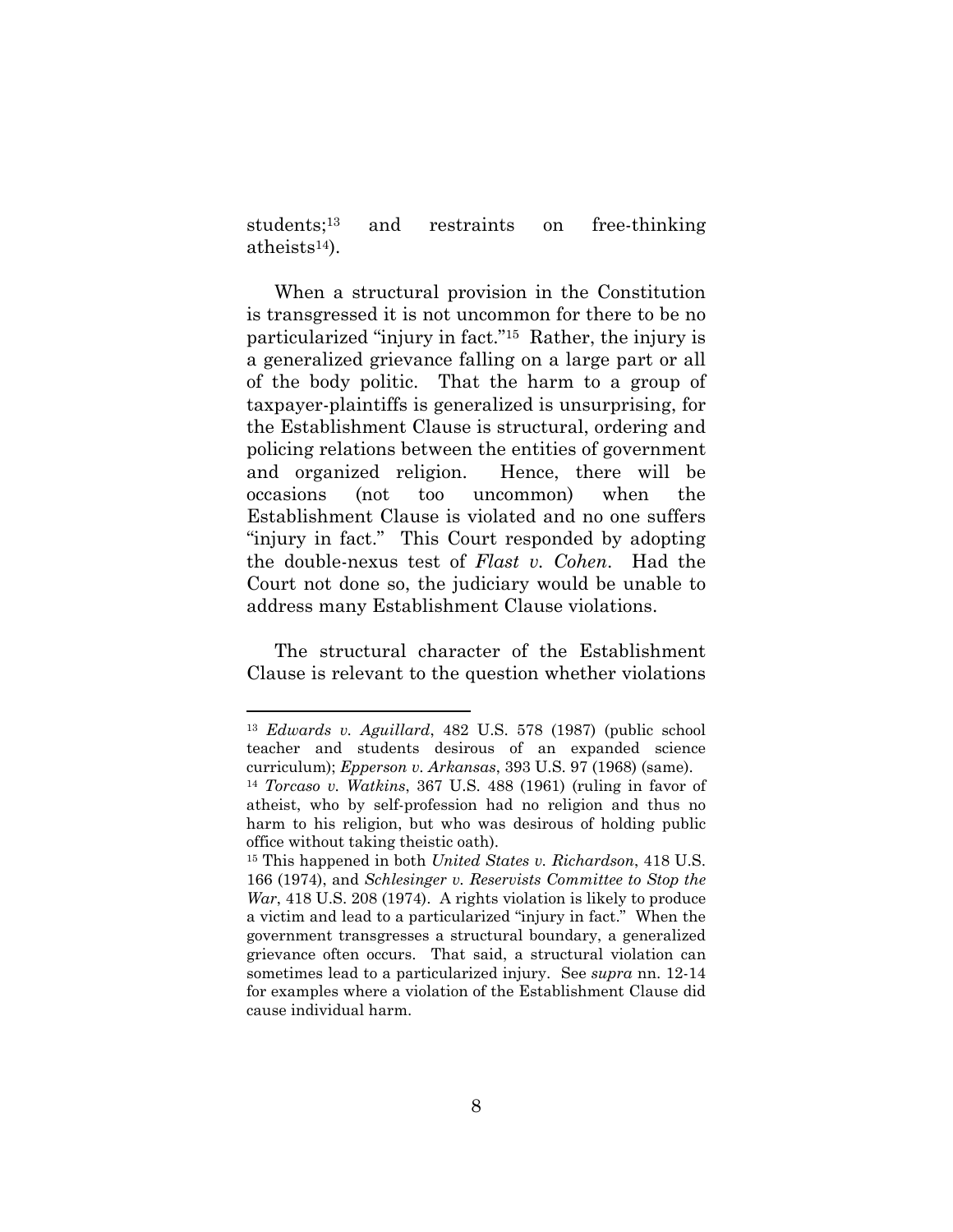students;[13] and restraints on free-thinking atheists[14]).

When a structural provision in the Constitution is transgressed it is not uncommon for there to be no particularized "injury in fact."[15] Rather, the injury is a generalized grievance falling on a large part or all of the body politic. That the harm to a group of taxpayer-plaintiffs is generalized is unsurprising, for the Establishment Clause is structural, ordering and policing relations between the entities of government and organized religion. Hence, there will be occasions (not too uncommon) when the Establishment Clause is violated and no one suffers "injury in fact." This Court responded by adopting the double-nexus test of *Flast v. Cohen*. Had the Court not done so, the judiciary would be unable to address many Establishment Clause violations.

The structural character of the Establishment Clause is relevant to the question whether violations

---

[13] *Edwards v. Aguillard*, 482 U.S. 578 (1987) (public school teacher and students desirous of an expanded science curriculum); *Epperson v. Arkansas*, 393 U.S. 97 (1968) (same).

[14] *Torcaso v. Watkins*, 367 U.S. 488 (1961) (ruling in favor of atheist, who by self-profession had no religion and thus no harm to his religion, but who was desirous of holding public office without taking theistic oath).

[15] This happened in both *United States v. Richardson*, 418 U.S. 166 (1974), and *Schlesinger v. Reservists Committee to Stop the War*, 418 U.S. 208 (1974). A rights violation is likely to produce a victim and lead to a particularized "injury in fact." When the government transgresses a structural boundary, a generalized grievance often occurs. That said, a structural violation can sometimes lead to a particularized injury. See *supra* nn. 12-14 for examples where a violation of the Establishment Clause did cause individual harm.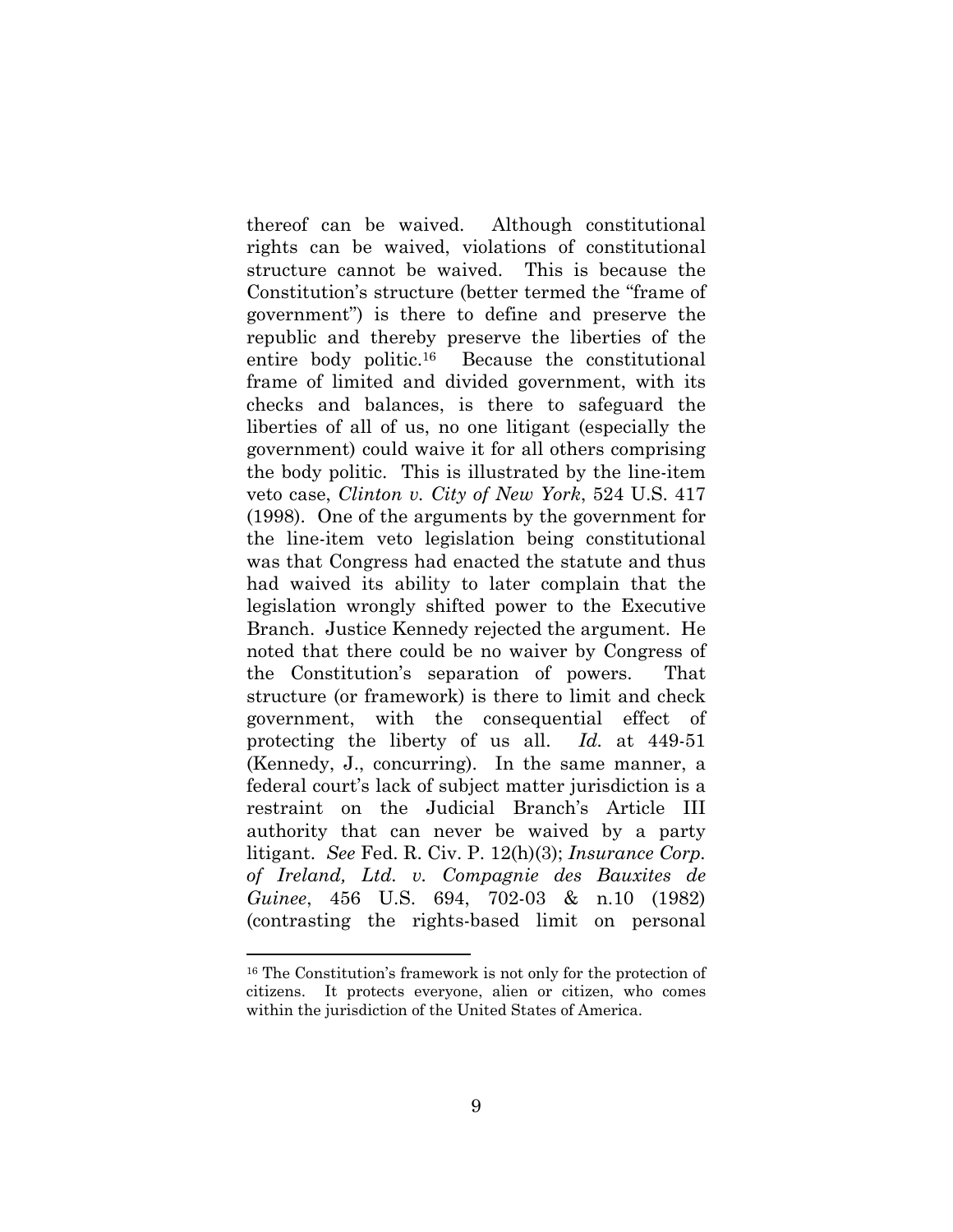thereof can be waived. Although constitutional rights can be waived, violations of constitutional structure cannot be waived. This is because the Constitution's structure (better termed the "frame of government") is there to define and preserve the republic and thereby preserve the liberties of the entire body politic.[16] Because the constitutional frame of limited and divided government, with its checks and balances, is there to safeguard the liberties of all of us, no one litigant (especially the government) could waive it for all others comprising the body politic. This is illustrated by the line-item veto case, *Clinton v. City of New York*, 524 U.S. 417 (1998). One of the arguments by the government for the line-item veto legislation being constitutional was that Congress had enacted the statute and thus had waived its ability to later complain that the legislation wrongly shifted power to the Executive Branch. Justice Kennedy rejected the argument. He noted that there could be no waiver by Congress of the Constitution's separation of powers. That structure (or framework) is there to limit and check government, with the consequential effect of protecting the liberty of us all. *Id.* at 449-51 (Kennedy, J., concurring). In the same manner, a federal court's lack of subject matter jurisdiction is a restraint on the Judicial Branch's Article III authority that can never be waived by a party litigant. *See* Fed. R. Civ. P. 12(h)(3); *Insurance Corp. of Ireland, Ltd. v. Compagnie des Bauxites de Guinee*, 456 U.S. 694, 702-03 & n.10 (1982) (contrasting the rights-based limit on personal

[16] The Constitution's framework is not only for the protection of citizens. It protects everyone, alien or citizen, who comes within the jurisdiction of the United States of America.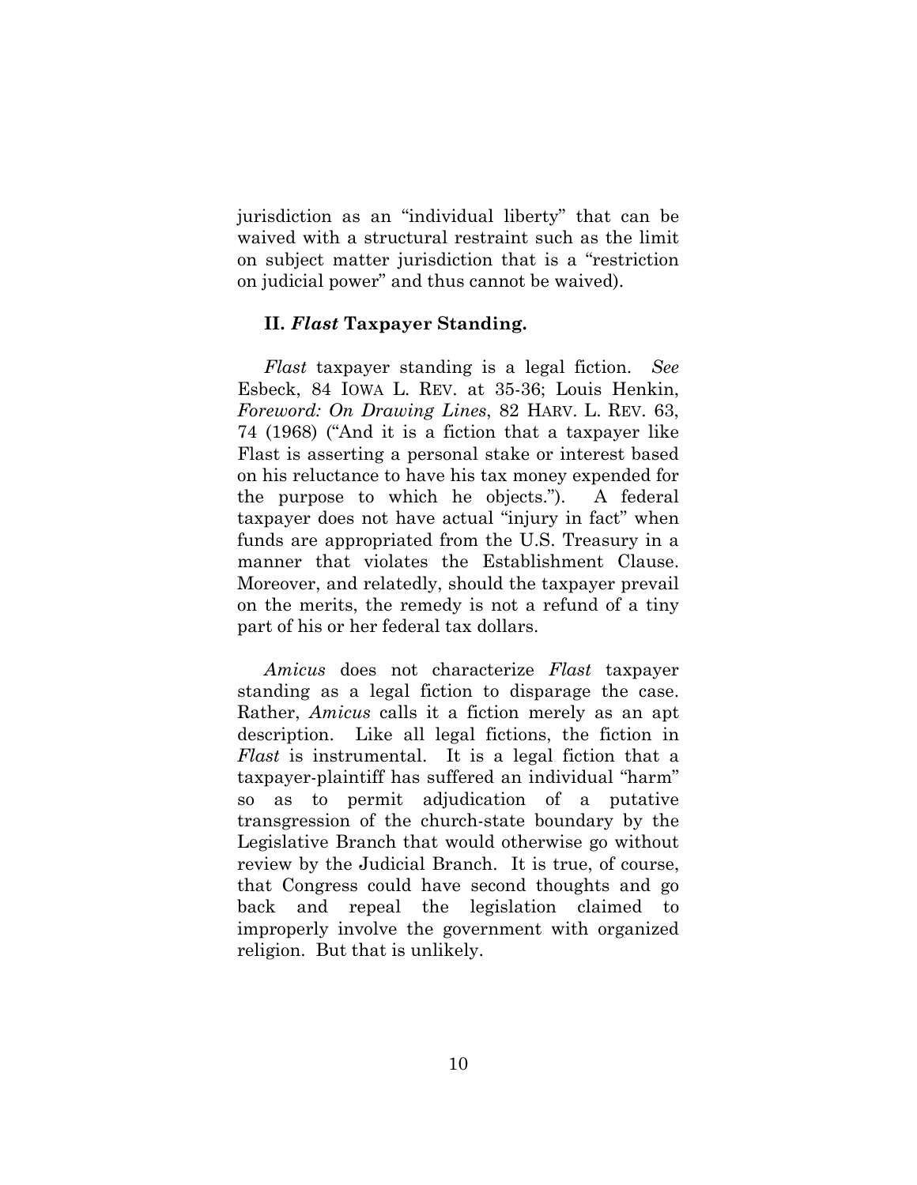jurisdiction as an "individual liberty" that can be waived with a structural restraint such as the limit on subject matter jurisdiction that is a "restriction on judicial power" and thus cannot be waived).

## II. *Flast* Taxpayer Standing.

*Flast* taxpayer standing is a legal fiction. *See* Esbeck, 84 IOWA L. REV. at 35-36; Louis Henkin, *Foreword: On Drawing Lines*, 82 HARV. L. REV. 63, 74 (1968) ("And it is a fiction that a taxpayer like Flast is asserting a personal stake or interest based on his reluctance to have his tax money expended for the purpose to which he objects."). A federal taxpayer does not have actual "injury in fact" when funds are appropriated from the U.S. Treasury in a manner that violates the Establishment Clause. Moreover, and relatedly, should the taxpayer prevail on the merits, the remedy is not a refund of a tiny part of his or her federal tax dollars.

*Amicus* does not characterize *Flast* taxpayer standing as a legal fiction to disparage the case. Rather, *Amicus* calls it a fiction merely as an apt description. Like all legal fictions, the fiction in *Flast* is instrumental. It is a legal fiction that a taxpayer-plaintiff has suffered an individual "harm" so as to permit adjudication of a putative transgression of the church-state boundary by the Legislative Branch that would otherwise go without review by the Judicial Branch. It is true, of course, that Congress could have second thoughts and go back and repeal the legislation claimed to improperly involve the government with organized religion. But that is unlikely.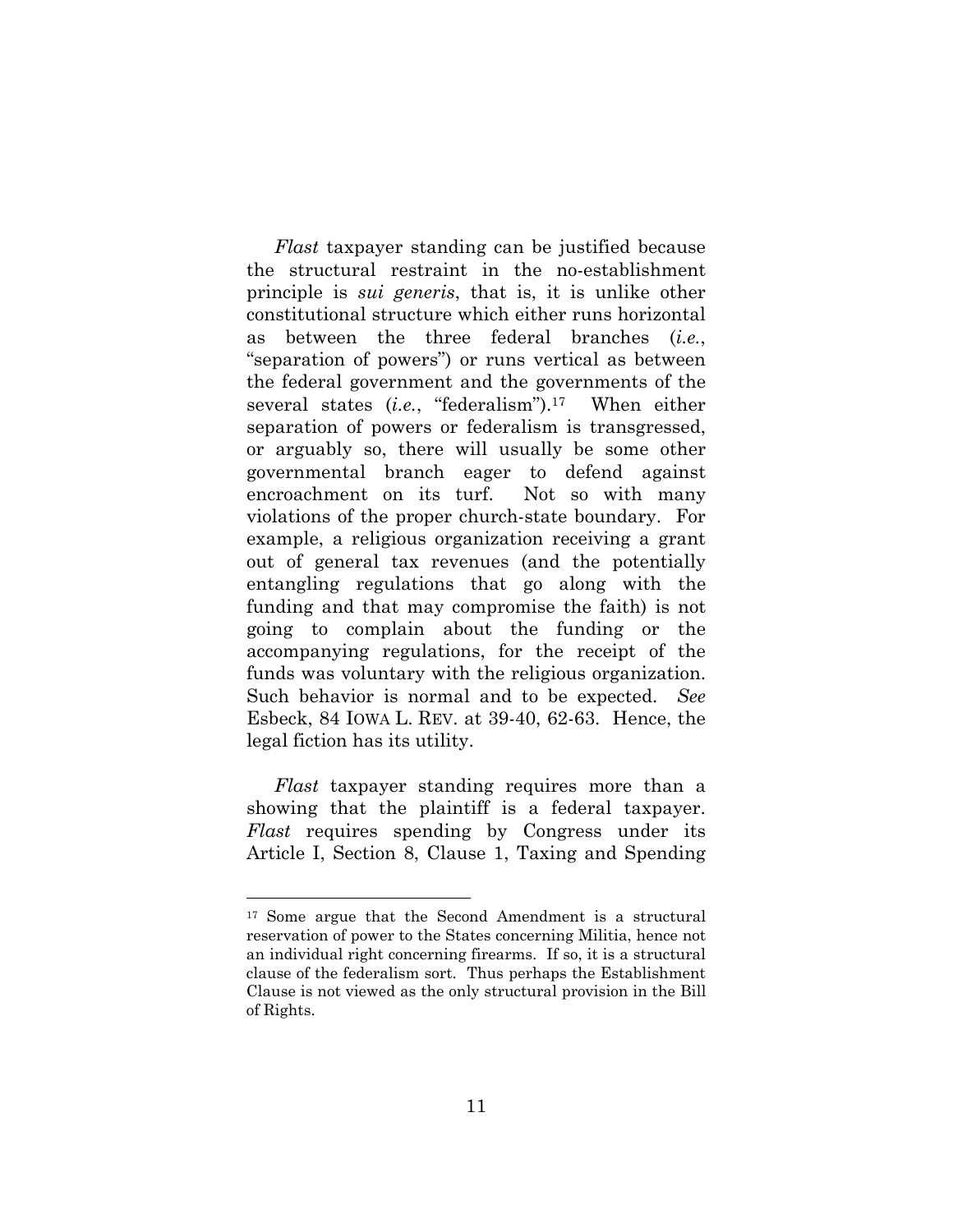*Flast* taxpayer standing can be justified because the structural restraint in the no-establishment principle is *sui generis*, that is, it is unlike other constitutional structure which either runs horizontal as between the three federal branches (*i.e.*, "separation of powers") or runs vertical as between the federal government and the governments of the several states (*i.e.*, "federalism").[17] When either separation of powers or federalism is transgressed, or arguably so, there will usually be some other governmental branch eager to defend against encroachment on its turf. Not so with many violations of the proper church-state boundary. For example, a religious organization receiving a grant out of general tax revenues (and the potentially entangling regulations that go along with the funding and that may compromise the faith) is not going to complain about the funding or the accompanying regulations, for the receipt of the funds was voluntary with the religious organization. Such behavior is normal and to be expected. *See* Esbeck, 84 IOWA L. REV. at 39-40, 62-63. Hence, the legal fiction has its utility.

*Flast* taxpayer standing requires more than a showing that the plaintiff is a federal taxpayer. *Flast* requires spending by Congress under its Article I, Section 8, Clause 1, Taxing and Spending

[17] Some argue that the Second Amendment is a structural reservation of power to the States concerning Militia, hence not an individual right concerning firearms. If so, it is a structural clause of the federalism sort. Thus perhaps the Establishment Clause is not viewed as the only structural provision in the Bill of Rights.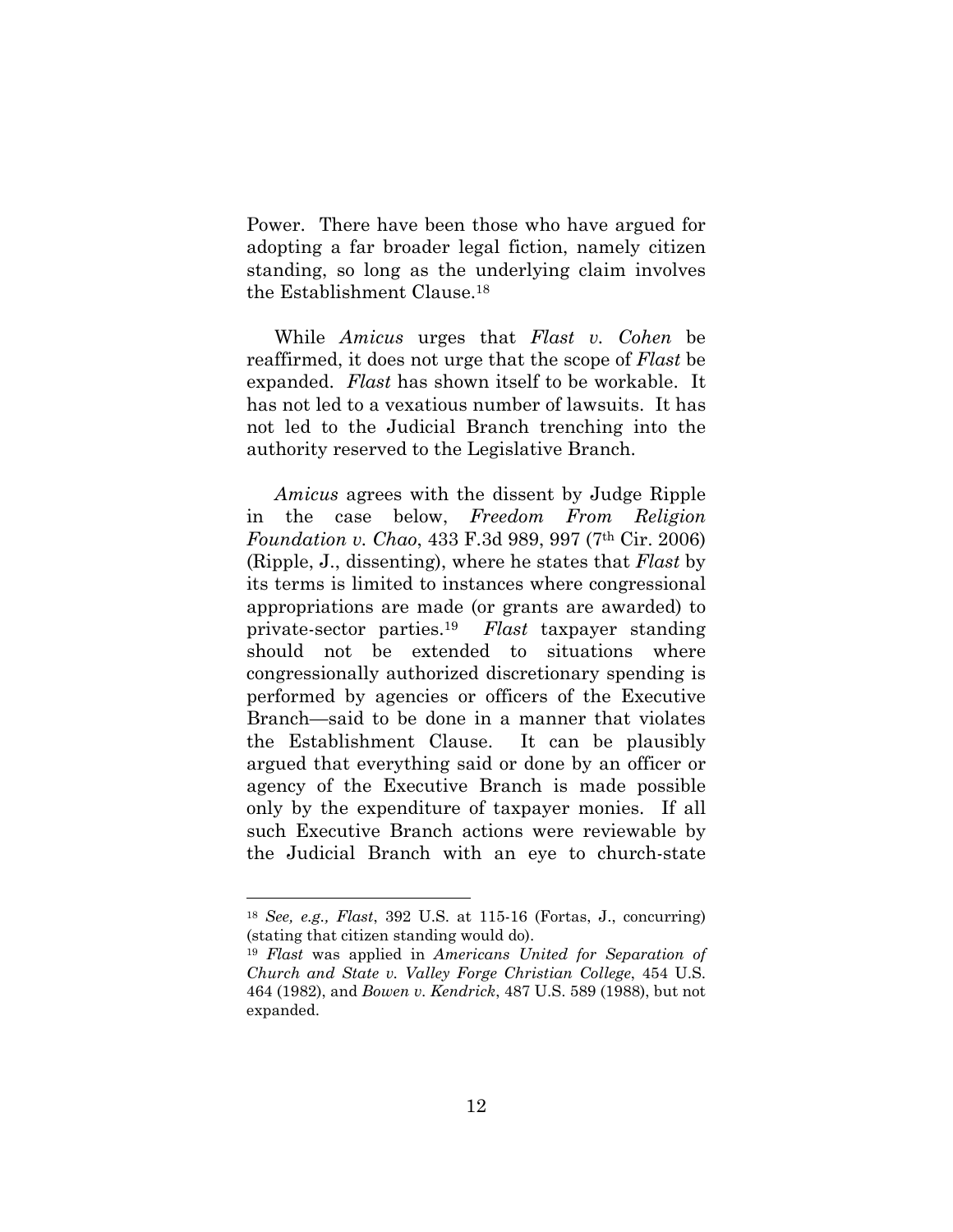Power. There have been those who have argued for adopting a far broader legal fiction, namely citizen standing, so long as the underlying claim involves the Establishment Clause.[18]

While *Amicus* urges that *Flast v. Cohen* be reaffirmed, it does not urge that the scope of *Flast* be expanded. *Flast* has shown itself to be workable. It has not led to a vexatious number of lawsuits. It has not led to the Judicial Branch trenching into the authority reserved to the Legislative Branch.

*Amicus* agrees with the dissent by Judge Ripple in the case below, *Freedom From Religion Foundation v. Chao*, 433 F.3d 989, 997 (7th Cir. 2006) (Ripple, J., dissenting), where he states that *Flast* by its terms is limited to instances where congressional appropriations are made (or grants are awarded) to private-sector parties.[19] *Flast* taxpayer standing should not be extended to situations where congressionally authorized discretionary spending is performed by agencies or officers of the Executive Branch—said to be done in a manner that violates the Establishment Clause. It can be plausibly argued that everything said or done by an officer or agency of the Executive Branch is made possible only by the expenditure of taxpayer monies. If all such Executive Branch actions were reviewable by the Judicial Branch with an eye to church-state

---

[18] *See, e.g., Flast*, 392 U.S. at 115-16 (Fortas, J., concurring) (stating that citizen standing would do).

[19] *Flast* was applied in *Americans United for Separation of Church and State v. Valley Forge Christian College*, 454 U.S. 464 (1982), and *Bowen v. Kendrick*, 487 U.S. 589 (1988), but not expanded.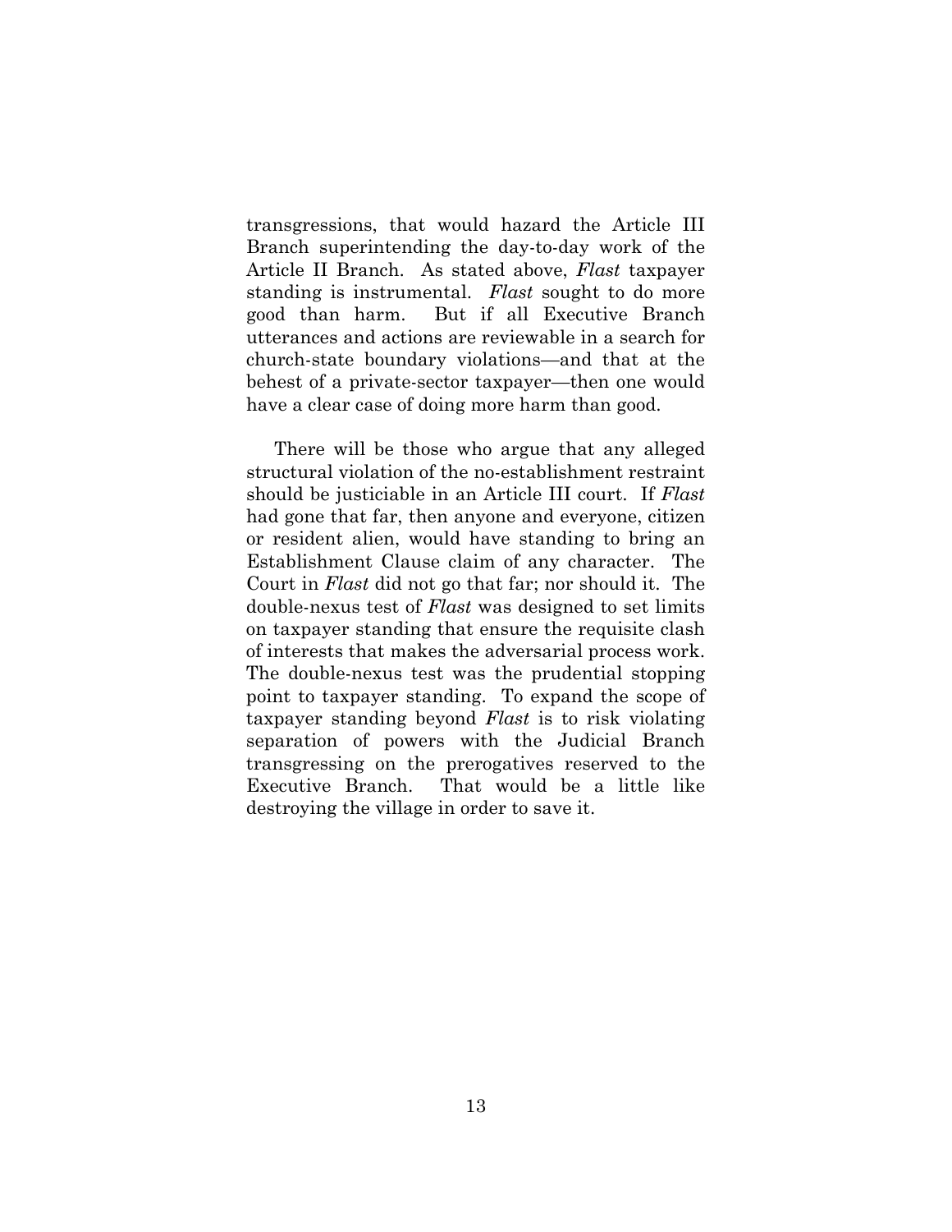transgressions, that would hazard the Article III Branch superintending the day-to-day work of the Article II Branch. As stated above, *Flast* taxpayer standing is instrumental. *Flast* sought to do more good than harm. But if all Executive Branch utterances and actions are reviewable in a search for church-state boundary violations—and that at the behest of a private-sector taxpayer—then one would have a clear case of doing more harm than good.

There will be those who argue that any alleged structural violation of the no-establishment restraint should be justiciable in an Article III court. If *Flast* had gone that far, then anyone and everyone, citizen or resident alien, would have standing to bring an Establishment Clause claim of any character. The Court in *Flast* did not go that far; nor should it. The double-nexus test of *Flast* was designed to set limits on taxpayer standing that ensure the requisite clash of interests that makes the adversarial process work. The double-nexus test was the prudential stopping point to taxpayer standing. To expand the scope of taxpayer standing beyond *Flast* is to risk violating separation of powers with the Judicial Branch transgressing on the prerogatives reserved to the Executive Branch. That would be a little like destroying the village in order to save it.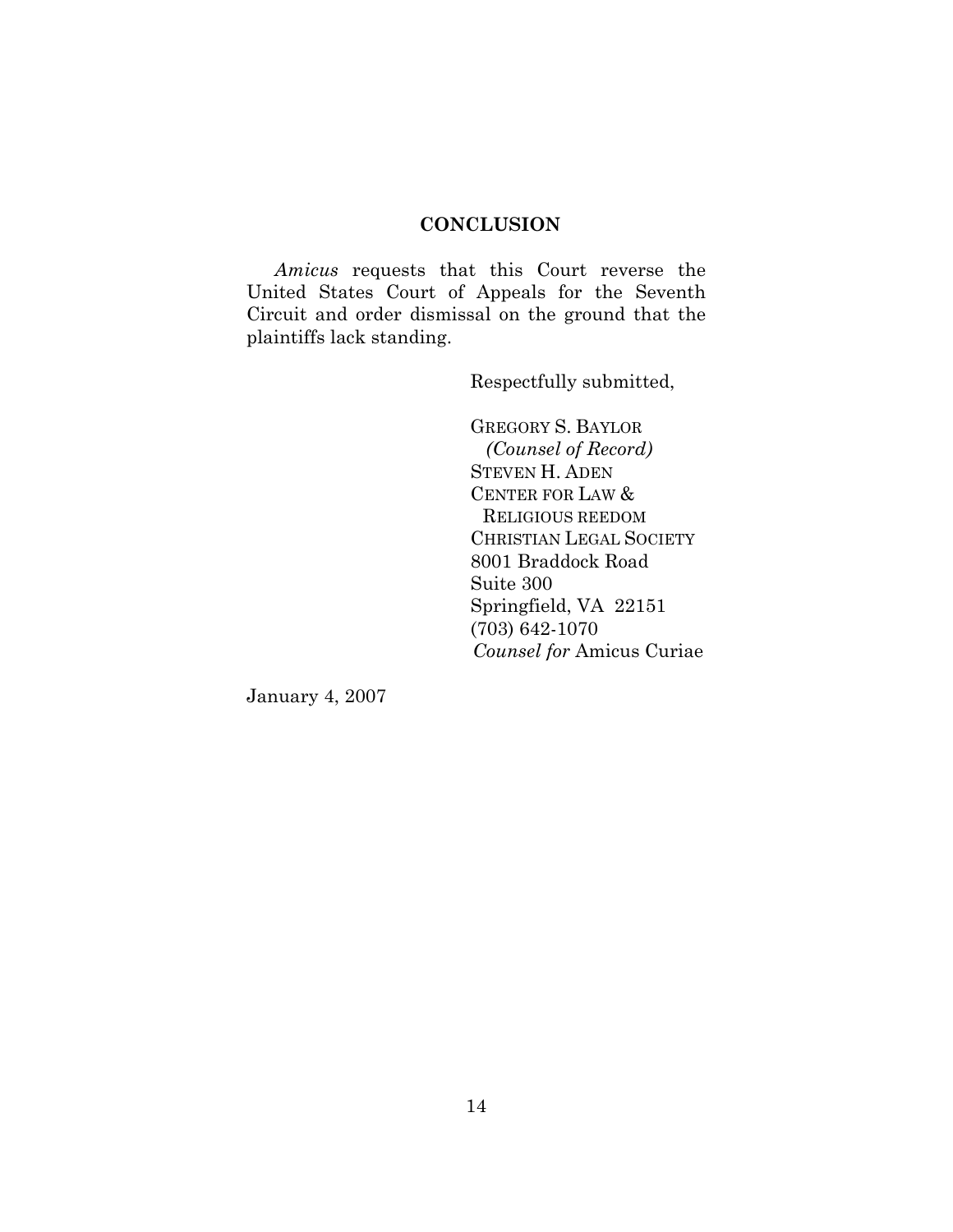## CONCLUSION

*Amicus* requests that this Court reverse the United States Court of Appeals for the Seventh Circuit and order dismissal on the ground that the plaintiffs lack standing.

Respectfully submitted,

GREGORY S. BAYLOR
*(Counsel of Record)*
STEVEN H. ADEN
CENTER FOR LAW &
RELIGIOUS REEDOM
CHRISTIAN LEGAL SOCIETY
8001 Braddock Road
Suite 300
Springfield, VA 22151
(703) 642-1070
*Counsel for* Amicus Curiae

January 4, 2007